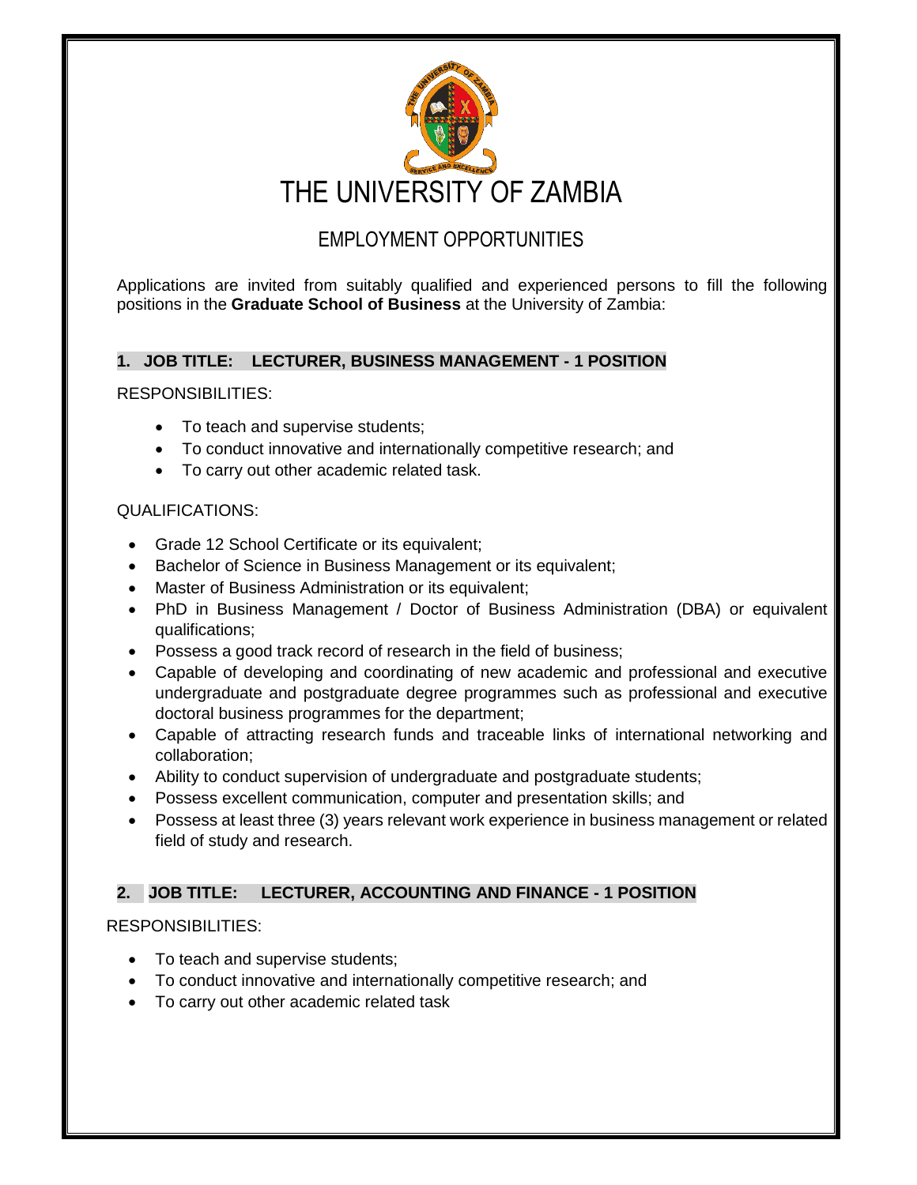# THE UNIVERSITY OF ZAMBIA

## EMPLOYMENT OPPORTUNITIES

Applications are invited from suitably qualified and experienced persons to fill the following positions in the **Graduate School of Business** at the University of Zambia:

### 1. JOB TITLE: LECTURER, BUSINESS MANAGEMENT - 1 POSITION

RESPONSIBILITIES:

- To teach and supervise students;
- To conduct innovative and internationally competitive research; and
- To carry out other academic related task.

QUALIFICATIONS:

- Grade 12 School Certificate or its equivalent;
- Bachelor of Science in Business Management or its equivalent;
- Master of Business Administration or its equivalent;
- PhD in Business Management / Doctor of Business Administration (DBA) or equivalent qualifications;
- Possess a good track record of research in the field of business;
- Capable of developing and coordinating of new academic and professional and executive undergraduate and postgraduate degree programmes such as professional and executive doctoral business programmes for the department;
- Capable of attracting research funds and traceable links of international networking and collaboration;
- Ability to conduct supervision of undergraduate and postgraduate students;
- Possess excellent communication, computer and presentation skills; and
- Possess at least three (3) years relevant work experience in business management or related field of study and research.

### 2. JOB TITLE: LECTURER, ACCOUNTING AND FINANCE - 1 POSITION

RESPONSIBILITIES:

- To teach and supervise students;
- To conduct innovative and internationally competitive research; and
- To carry out other academic related task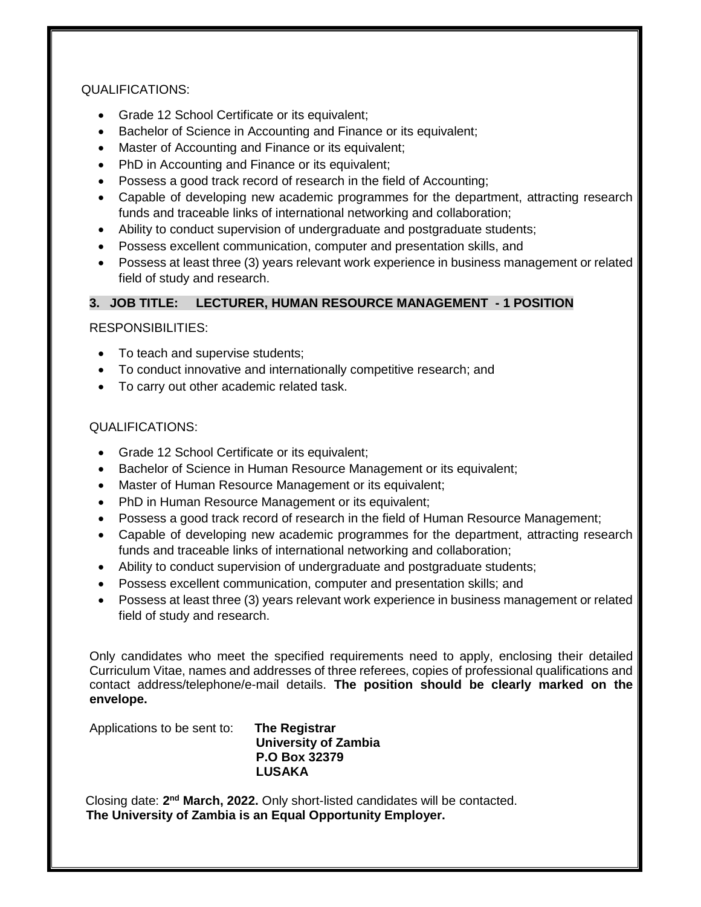QUALIFICATIONS:

- Grade 12 School Certificate or its equivalent;
- Bachelor of Science in Accounting and Finance or its equivalent;
- Master of Accounting and Finance or its equivalent;
- PhD in Accounting and Finance or its equivalent;
- Possess a good track record of research in the field of Accounting;
- Capable of developing new academic programmes for the department, attracting research funds and traceable links of international networking and collaboration;
- Ability to conduct supervision of undergraduate and postgraduate students;
- Possess excellent communication, computer and presentation skills, and
- Possess at least three (3) years relevant work experience in business management or related field of study and research.

**3. JOB TITLE: LECTURER, HUMAN RESOURCE MANAGEMENT - 1 POSITION**

RESPONSIBILITIES:

- To teach and supervise students;
- To conduct innovative and internationally competitive research; and
- To carry out other academic related task.

QUALIFICATIONS:

- Grade 12 School Certificate or its equivalent;
- Bachelor of Science in Human Resource Management or its equivalent;
- Master of Human Resource Management or its equivalent;
- PhD in Human Resource Management or its equivalent;
- Possess a good track record of research in the field of Human Resource Management;
- Capable of developing new academic programmes for the department, attracting research funds and traceable links of international networking and collaboration;
- Ability to conduct supervision of undergraduate and postgraduate students;
- Possess excellent communication, computer and presentation skills; and
- Possess at least three (3) years relevant work experience in business management or related field of study and research.

Only candidates who meet the specified requirements need to apply, enclosing their detailed Curriculum Vitae, names and addresses of three referees, copies of professional qualifications and contact address/telephone/e-mail details. **The position should be clearly marked on the envelope.**

Applications to be sent to: **The Registrar**
**University of Zambia**
**P.O Box 32379**
**LUSAKA**

Closing date: **2nd March, 2022.** Only short-listed candidates will be contacted.
**The University of Zambia is an Equal Opportunity Employer.**